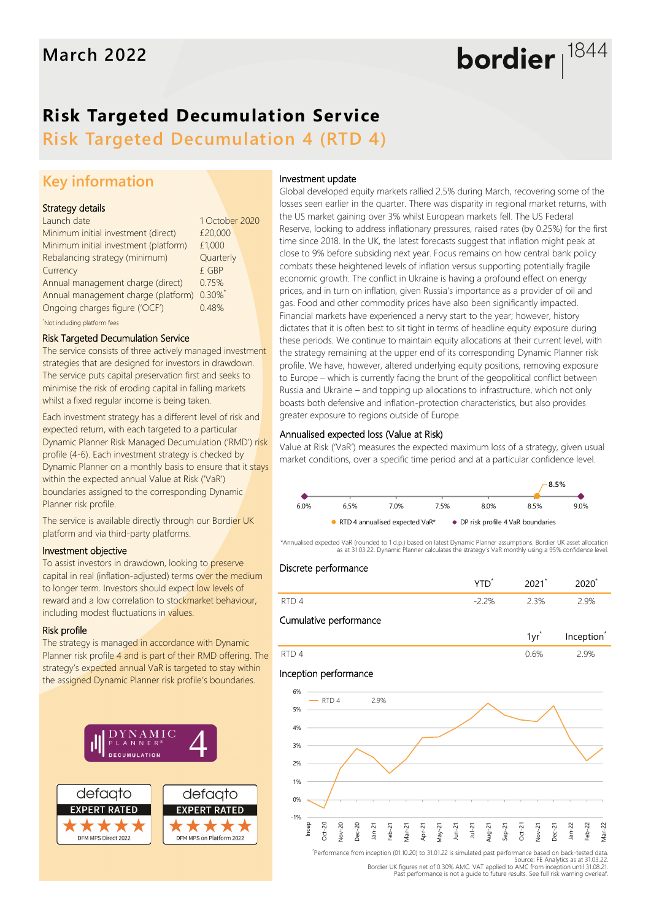March 2022

bordier 1844

# Risk Targeted Decumulation Service

## Risk Targeted Decumulation 4 (RTD 4)

## Key information

### Strategy details

| | |
|---|---|
| Launch date | 1 October 2020 |
| Minimum initial investment (direct) | £20,000 |
| Minimum initial investment (platform) | £1,000 |
| Rebalancing strategy (minimum) | Quarterly |
| Currency | £ GBP |
| Annual management charge (direct) | 0.75% |
| Annual management charge (platform) | 0.30%* |
| Ongoing charges figure ('OCF') | 0.48% |

*Not including platform fees

### Risk Targeted Decumulation Service

The service consists of three actively managed investment strategies that are designed for investors in drawdown. The service puts capital preservation first and seeks to minimise the risk of eroding capital in falling markets whilst a fixed regular income is being taken.

Each investment strategy has a different level of risk and expected return, with each targeted to a particular Dynamic Planner Risk Managed Decumulation ('RMD') risk profile (4-6). Each investment strategy is checked by Dynamic Planner on a monthly basis to ensure that it stays within the expected annual Value at Risk ('VaR') boundaries assigned to the corresponding Dynamic Planner risk profile.

The service is available directly through our Bordier UK platform and via third-party platforms.

### Investment objective

To assist investors in drawdown, looking to preserve capital in real (inflation-adjusted) terms over the medium to longer term. Investors should expect low levels of reward and a low correlation to stockmarket behaviour, including modest fluctuations in values.

### Risk profile

The strategy is managed in accordance with Dynamic Planner risk profile 4 and is part of their RMD offering. The strategy's expected annual VaR is targeted to stay within the assigned Dynamic Planner risk profile's boundaries.

DYNAMIC PLANNER® DECUMULATION 4

defaqto EXPERT RATED ★★★★★ DFM MPS Direct 2022

defaqto EXPERT RATED ★★★★★ DFM MPS on Platform 2022

### Investment update

Global developed equity markets rallied 2.5% during March, recovering some of the losses seen earlier in the quarter. There was disparity in regional market returns, with the US market gaining over 3% whilst European markets fell. The US Federal Reserve, looking to address inflationary pressures, raised rates (by 0.25%) for the first time since 2018. In the UK, the latest forecasts suggest that inflation might peak at close to 9% before subsiding next year. Focus remains on how central bank policy combats these heightened levels of inflation versus supporting potentially fragile economic growth. The conflict in Ukraine is having a profound effect on energy prices, and in turn on inflation, given Russia's importance as a provider of oil and gas. Food and other commodity prices have also been significantly impacted. Financial markets have experienced a nervy start to the year; however, history dictates that it is often best to sit tight in terms of headline equity exposure during these periods. We continue to maintain equity allocations at their current level, with the strategy remaining at the upper end of its corresponding Dynamic Planner risk profile. We have, however, altered underlying equity positions, removing exposure to Europe – which is currently facing the brunt of the geopolitical conflict between Russia and Ukraine – and topping up allocations to infrastructure, which not only boasts both defensive and inflation-protection characteristics, but also provides greater exposure to regions outside of Europe.

### Annualised expected loss (Value at Risk)

Value at Risk ('VaR') measures the expected maximum loss of a strategy, given usual market conditions, over a specific time period and at a particular confidence level.

Scale: 6.0% – 9.0%. RTD 4 annualised expected VaR*: 8.5%. DP risk profile 4 VaR boundaries: 6.0% and 9.0%.

*Annualised expected VaR (rounded to 1 d.p.) based on latest Dynamic Planner assumptions. Bordier UK asset allocation as at 31.03.22. Dynamic Planner calculates the strategy's VaR monthly using a 95% confidence level.

### Discrete performance

| | YTD* | 2021* | 2020* |
|---|---|---|---|
| RTD 4 | -2.2% | 2.3% | 2.9% |

### Cumulative performance

| | 1yr* | Inception* |
|---|---|---|
| RTD 4 | 0.6% | 2.9% |

### Inception performance

RTD 4 2.9% (line chart, Incep to Mar-22, y-axis -1% to 6%)

*Performance from inception (01.10.20) to 31.01.22 is simulated past performance based on back-tested data. Source: FE Analytics as at 31.03.22. Bordier UK figures net of 0.30% AMC. VAT applied to AMC from inception until 31.08.21. Past performance is not a guide to future results. See full risk warning overleaf.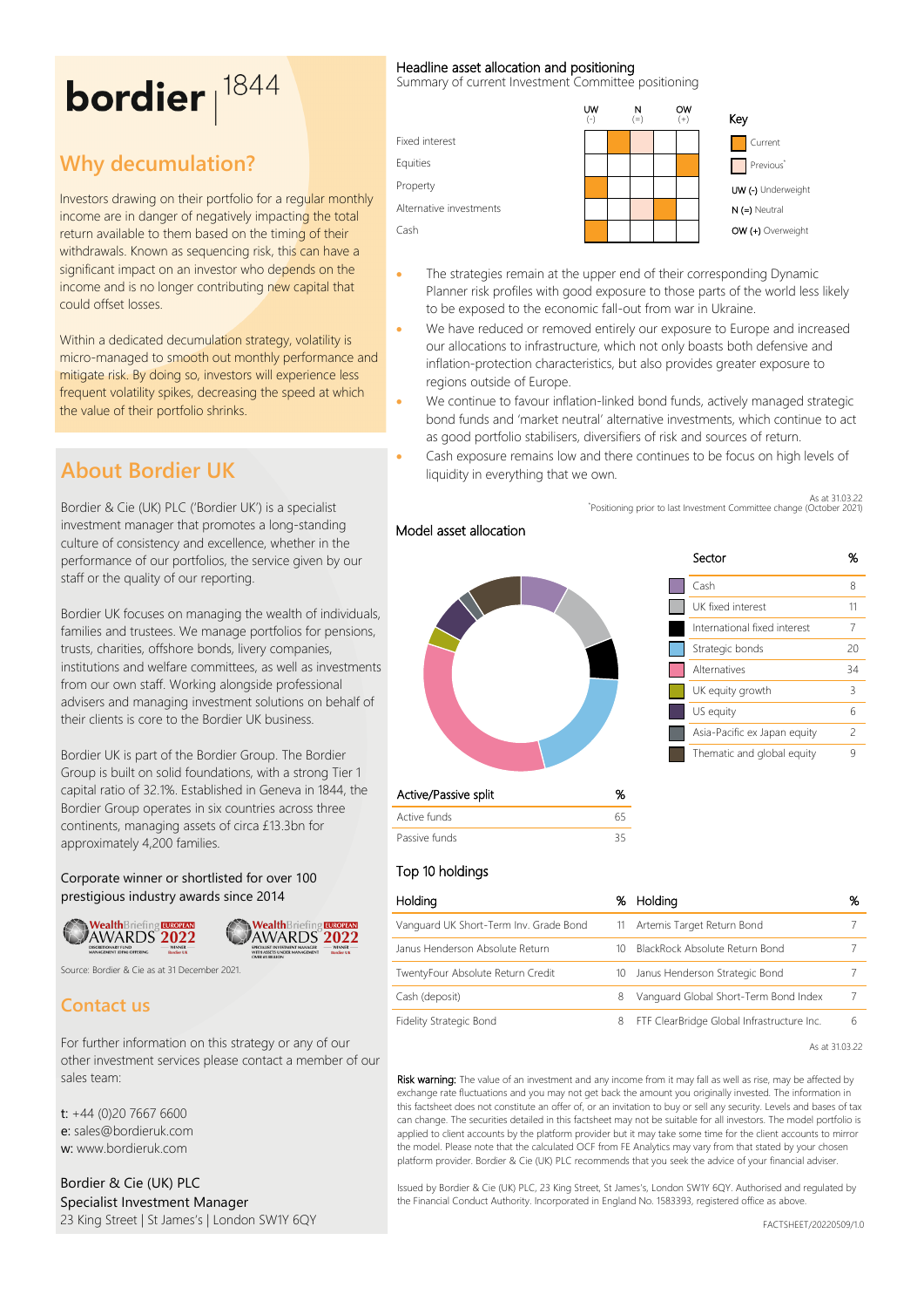# bordier | 1844

## Why decumulation?

Investors drawing on their portfolio for a regular monthly income are in danger of negatively impacting the total return available to them based on the timing of their withdrawals. Known as sequencing risk, this can have a significant impact on an investor who depends on the income and is no longer contributing new capital that could offset losses.

Within a dedicated decumulation strategy, volatility is micro-managed to smooth out monthly performance and mitigate risk. By doing so, investors will experience less frequent volatility spikes, decreasing the speed at which the value of their portfolio shrinks.

## About Bordier UK

Bordier & Cie (UK) PLC ('Bordier UK') is a specialist investment manager that promotes a long-standing culture of consistency and excellence, whether in the performance of our portfolios, the service given by our staff or the quality of our reporting.

Bordier UK focuses on managing the wealth of individuals, families and trustees. We manage portfolios for pensions, trusts, charities, offshore bonds, livery companies, institutions and welfare committees, as well as investments from our own staff. Working alongside professional advisers and managing investment solutions on behalf of their clients is core to the Bordier UK business.

Bordier UK is part of the Bordier Group. The Bordier Group is built on solid foundations, with a strong Tier 1 capital ratio of 32.1%. Established in Geneva in 1844, the Bordier Group operates in six countries across three continents, managing assets of circa £13.3bn for approximately 4,200 families.

Corporate winner or shortlisted for over 100 prestigious industry awards since 2014

WealthBriefing EUROPEAN AWARDS 2022 – Discretionary fund management (DFM) offering – Winner – Bordier UK

WealthBriefing EUROPEAN AWARDS 2022 – Specialist investment manager with assets under management over £1 billion – Winner – Bordier UK

Source: Bordier & Cie as at 31 December 2021.

## Contact us

For further information on this strategy or any of our other investment services please contact a member of our sales team:

t: +44 (0)20 7667 6600
e: sales@bordieruk.com
w: www.bordieruk.com

Bordier & Cie (UK) PLC
Specialist Investment Manager
23 King Street | St James's | London SW1Y 6QY

## Headline asset allocation and positioning

Summary of current Investment Committee positioning

| | UW (-) | | N (=) | | OW (+) |
|---|---|---|---|---|---|
| Fixed interest | | Current | Previous* | | |
| Equities | | | | | Current / Previous* |
| Property | Current / Previous* | | | | |
| Alternative investments | | | Previous* | Current | |
| Cash | Current / Previous* | | | | |

Key: Current; Previous*; UW (-) Underweight; N (=) Neutral; OW (+) Overweight

- The strategies remain at the upper end of their corresponding Dynamic Planner risk profiles with good exposure to those parts of the world less likely to be exposed to the economic fall-out from war in Ukraine.
- We have reduced or removed entirely our exposure to Europe and increased our allocations to infrastructure, which not only boasts both defensive and inflation-protection characteristics, but also provides greater exposure to regions outside of Europe.
- We continue to favour inflation-linked bond funds, actively managed strategic bond funds and 'market neutral' alternative investments, which continue to act as good portfolio stabilisers, diversifiers of risk and sources of return.
- Cash exposure remains low and there continues to be focus on high levels of liquidity in everything that we own.

As at 31.03.22
*Positioning prior to last Investment Committee change (October 2021)

## Model asset allocation

| Sector | % |
|---|---|
| Cash | 8 |
| UK fixed interest | 11 |
| International fixed interest | 7 |
| Strategic bonds | 20 |
| Alternatives | 34 |
| UK equity growth | 3 |
| US equity | 6 |
| Asia-Pacific ex Japan equity | 2 |
| Thematic and global equity | 9 |

| Active/Passive split | % |
|---|---|
| Active funds | 65 |
| Passive funds | 35 |

## Top 10 holdings

| Holding | % | Holding | % |
|---|---|---|---|
| Vanguard UK Short-Term Inv. Grade Bond | 11 | Artemis Target Return Bond | 7 |
| Janus Henderson Absolute Return | 10 | BlackRock Absolute Return Bond | 7 |
| TwentyFour Absolute Return Credit | 10 | Janus Henderson Strategic Bond | 7 |
| Cash (deposit) | 8 | Vanguard Global Short-Term Bond Index | 7 |
| Fidelity Strategic Bond | 8 | FTF ClearBridge Global Infrastructure Inc. | 6 |

As at 31.03.22

**Risk warning:** The value of an investment and any income from it may fall as well as rise, may be affected by exchange rate fluctuations and you may not get back the amount you originally invested. The information in this factsheet does not constitute an offer of, or an invitation to buy or sell any security. Levels and bases of tax can change. The securities detailed in this factsheet may not be suitable for all investors. The model portfolio is applied to client accounts by the platform provider but it may take some time for the client accounts to mirror the model. Please note that the calculated OCF from FE Analytics may vary from that stated by your chosen platform provider. Bordier & Cie (UK) PLC recommends that you seek the advice of your financial adviser.

Issued by Bordier & Cie (UK) PLC, 23 King Street, St James's, London SW1Y 6QY. Authorised and regulated by the Financial Conduct Authority. Incorporated in England No. 1583393, registered office as above.

FACTSHEET/20220509/1.0